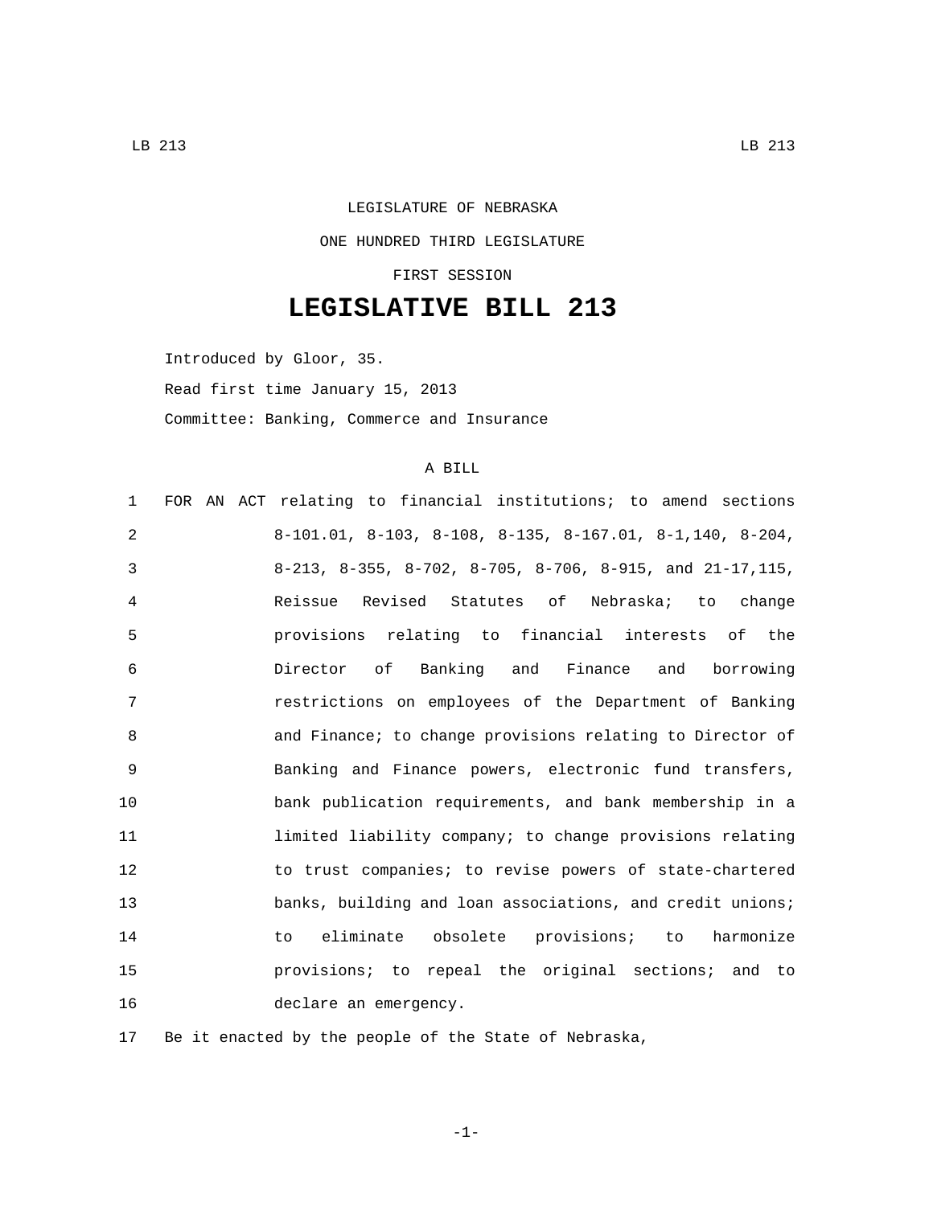LEGISLATURE OF NEBRASKA

ONE HUNDRED THIRD LEGISLATURE

FIRST SESSION

# LEGISLATIVE BILL 213

Introduced by Gloor, 35.

Read first time January 15, 2013

Committee: Banking, Commerce and Insurance

A BILL

1 FOR AN ACT relating to financial institutions; to amend sections
2 8-101.01, 8-103, 8-108, 8-135, 8-167.01, 8-1,140, 8-204,
3 8-213, 8-355, 8-702, 8-705, 8-706, 8-915, and 21-17,115,
4 Reissue Revised Statutes of Nebraska; to change
5 provisions relating to financial interests of the
6 Director of Banking and Finance and borrowing
7 restrictions on employees of the Department of Banking
8 and Finance; to change provisions relating to Director of
9 Banking and Finance powers, electronic fund transfers,
10 bank publication requirements, and bank membership in a
11 limited liability company; to change provisions relating
12 to trust companies; to revise powers of state-chartered
13 banks, building and loan associations, and credit unions;
14 to eliminate obsolete provisions; to harmonize
15 provisions; to repeal the original sections; and to
16 declare an emergency.

17 Be it enacted by the people of the State of Nebraska,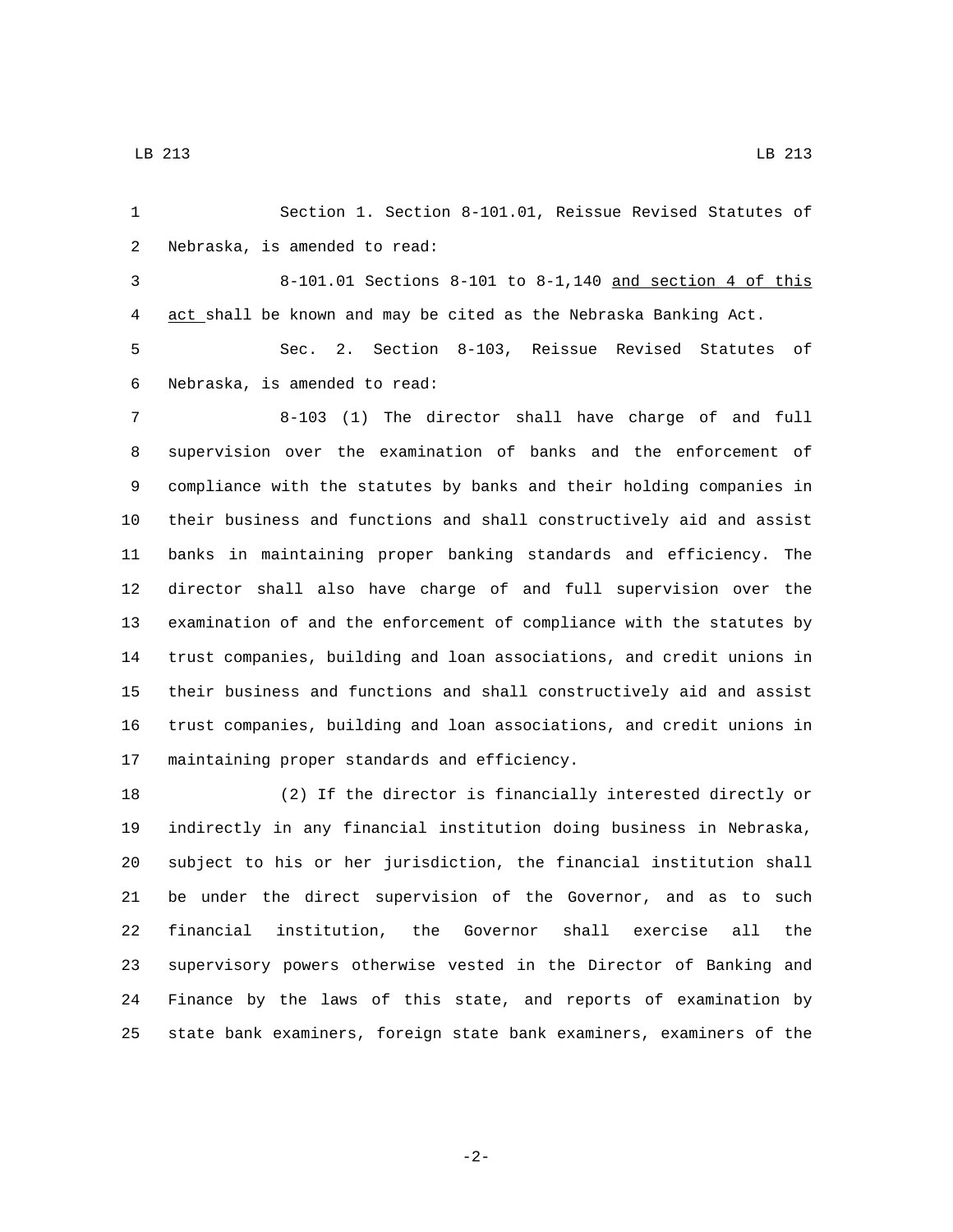Section 1. Section 8-101.01, Reissue Revised Statutes of Nebraska, is amended to read:

8-101.01 Sections 8-101 to 8-1,140 <u>and section 4 of this act</u> shall be known and may be cited as the Nebraska Banking Act.

Sec. 2. Section 8-103, Reissue Revised Statutes of Nebraska, is amended to read:

8-103 (1) The director shall have charge of and full supervision over the examination of banks and the enforcement of compliance with the statutes by banks and their holding companies in their business and functions and shall constructively aid and assist banks in maintaining proper banking standards and efficiency. The director shall also have charge of and full supervision over the examination of and the enforcement of compliance with the statutes by trust companies, building and loan associations, and credit unions in their business and functions and shall constructively aid and assist trust companies, building and loan associations, and credit unions in maintaining proper standards and efficiency.

(2) If the director is financially interested directly or indirectly in any financial institution doing business in Nebraska, subject to his or her jurisdiction, the financial institution shall be under the direct supervision of the Governor, and as to such financial institution, the Governor shall exercise all the supervisory powers otherwise vested in the Director of Banking and Finance by the laws of this state, and reports of examination by state bank examiners, foreign state bank examiners, examiners of the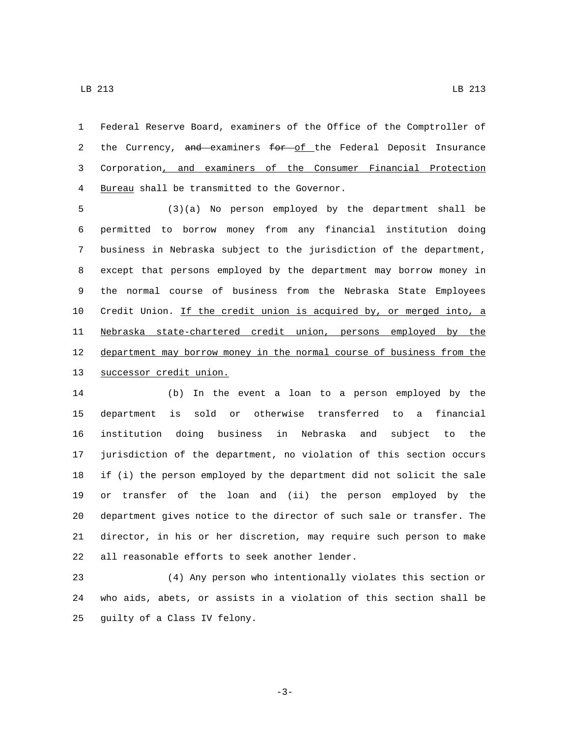Federal Reserve Board, examiners of the Office of the Comptroller of the Currency, ~~and~~ examiners ~~for~~ of the Federal Deposit Insurance Corporation, and examiners of the Consumer Financial Protection Bureau shall be transmitted to the Governor.

(3)(a) No person employed by the department shall be permitted to borrow money from any financial institution doing business in Nebraska subject to the jurisdiction of the department, except that persons employed by the department may borrow money in the normal course of business from the Nebraska State Employees Credit Union. If the credit union is acquired by, or merged into, a Nebraska state-chartered credit union, persons employed by the department may borrow money in the normal course of business from the successor credit union.

(b) In the event a loan to a person employed by the department is sold or otherwise transferred to a financial institution doing business in Nebraska and subject to the jurisdiction of the department, no violation of this section occurs if (i) the person employed by the department did not solicit the sale or transfer of the loan and (ii) the person employed by the department gives notice to the director of such sale or transfer. The director, in his or her discretion, may require such person to make all reasonable efforts to seek another lender.

(4) Any person who intentionally violates this section or who aids, abets, or assists in a violation of this section shall be guilty of a Class IV felony.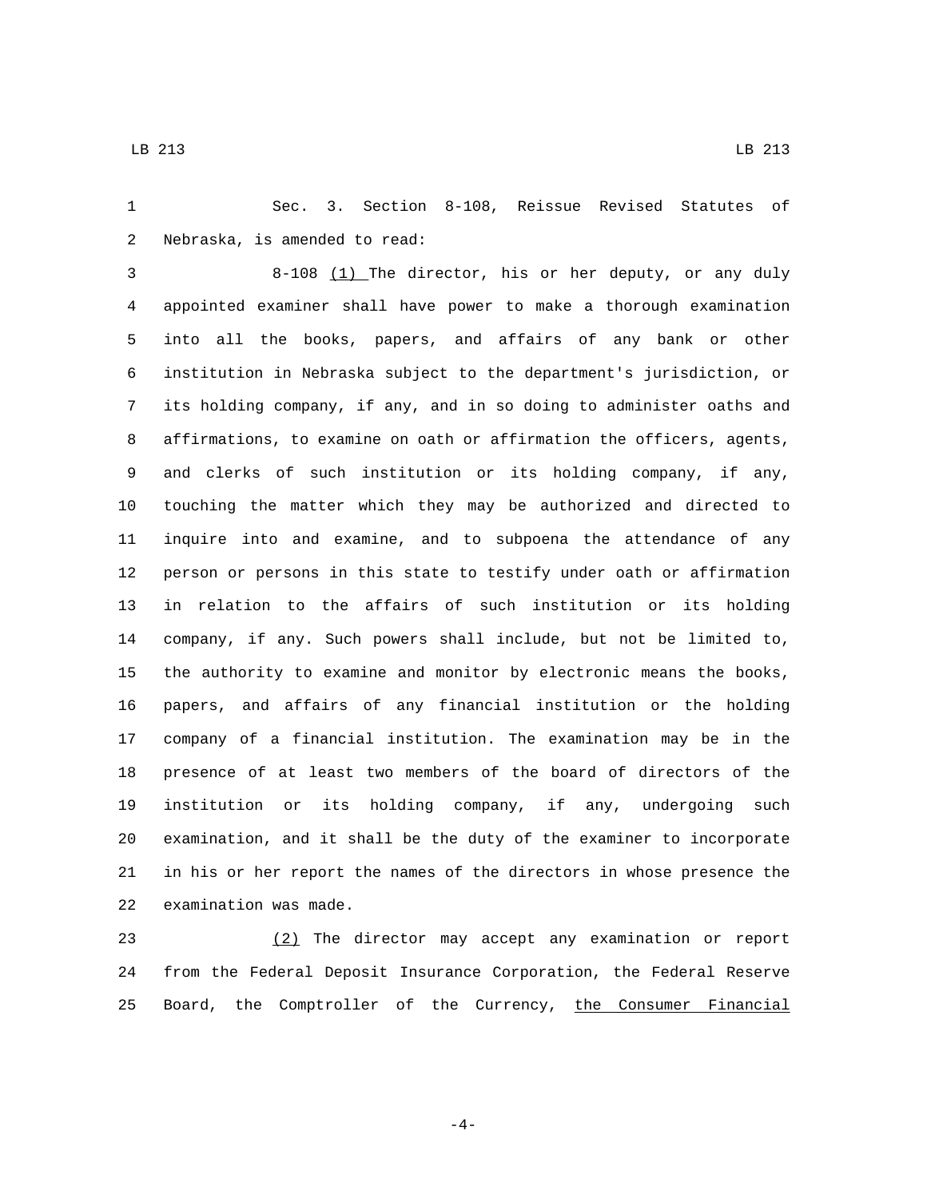Sec. 3. Section 8-108, Reissue Revised Statutes of Nebraska, is amended to read:

8-108 <u>(1)</u> The director, his or her deputy, or any duly appointed examiner shall have power to make a thorough examination into all the books, papers, and affairs of any bank or other institution in Nebraska subject to the department's jurisdiction, or its holding company, if any, and in so doing to administer oaths and affirmations, to examine on oath or affirmation the officers, agents, and clerks of such institution or its holding company, if any, touching the matter which they may be authorized and directed to inquire into and examine, and to subpoena the attendance of any person or persons in this state to testify under oath or affirmation in relation to the affairs of such institution or its holding company, if any. Such powers shall include, but not be limited to, the authority to examine and monitor by electronic means the books, papers, and affairs of any financial institution or the holding company of a financial institution. The examination may be in the presence of at least two members of the board of directors of the institution or its holding company, if any, undergoing such examination, and it shall be the duty of the examiner to incorporate in his or her report the names of the directors in whose presence the examination was made.

<u>(2)</u> The director may accept any examination or report from the Federal Deposit Insurance Corporation, the Federal Reserve Board, the Comptroller of the Currency, <u>the Consumer Financial</u>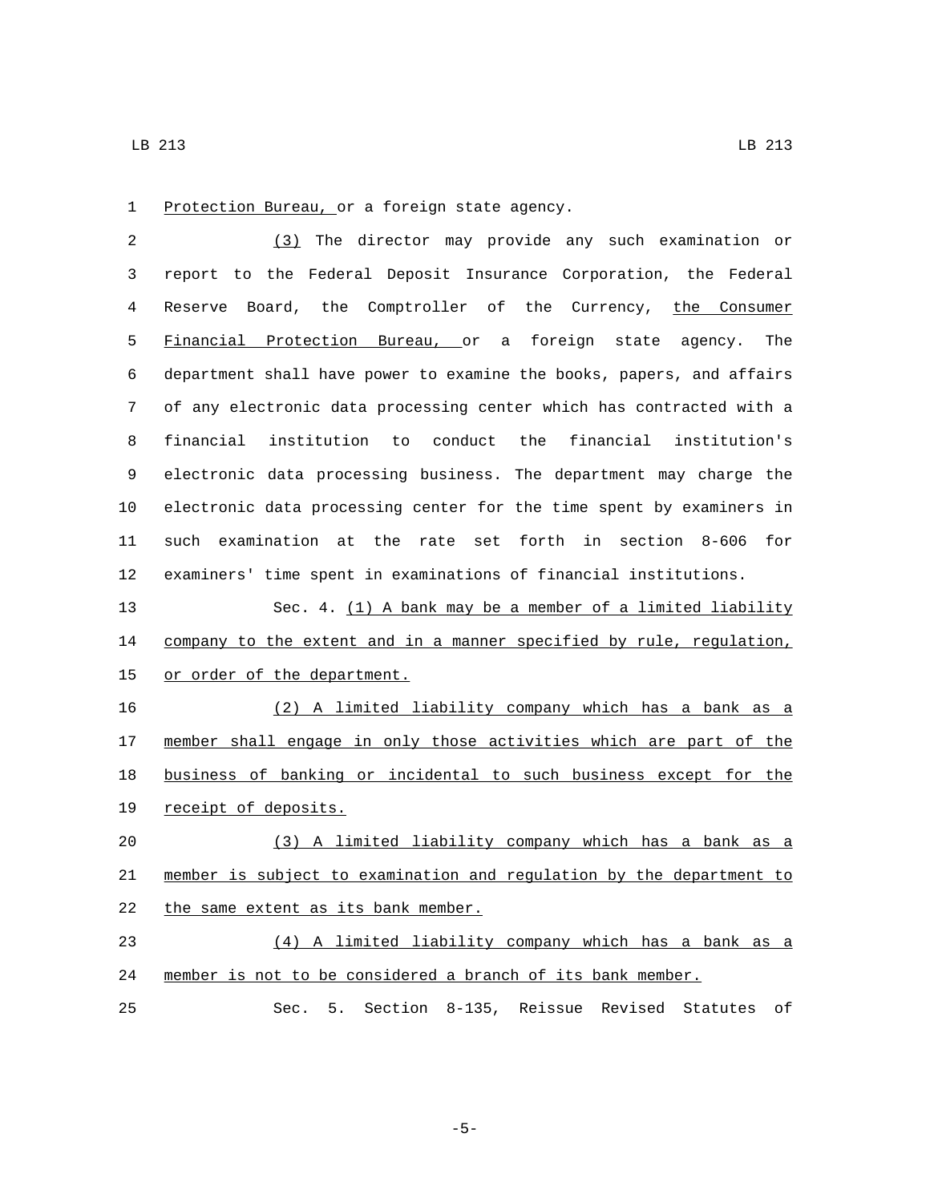Protection Bureau, or a foreign state agency.

(3) The director may provide any such examination or report to the Federal Deposit Insurance Corporation, the Federal Reserve Board, the Comptroller of the Currency, the Consumer Financial Protection Bureau, or a foreign state agency. The department shall have power to examine the books, papers, and affairs of any electronic data processing center which has contracted with a financial institution to conduct the financial institution's electronic data processing business. The department may charge the electronic data processing center for the time spent by examiners in such examination at the rate set forth in section 8-606 for examiners' time spent in examinations of financial institutions.

Sec. 4. (1) A bank may be a member of a limited liability company to the extent and in a manner specified by rule, regulation, or order of the department.

(2) A limited liability company which has a bank as a member shall engage in only those activities which are part of the business of banking or incidental to such business except for the receipt of deposits.

(3) A limited liability company which has a bank as a member is subject to examination and regulation by the department to the same extent as its bank member.

(4) A limited liability company which has a bank as a member is not to be considered a branch of its bank member.

Sec. 5. Section 8-135, Reissue Revised Statutes of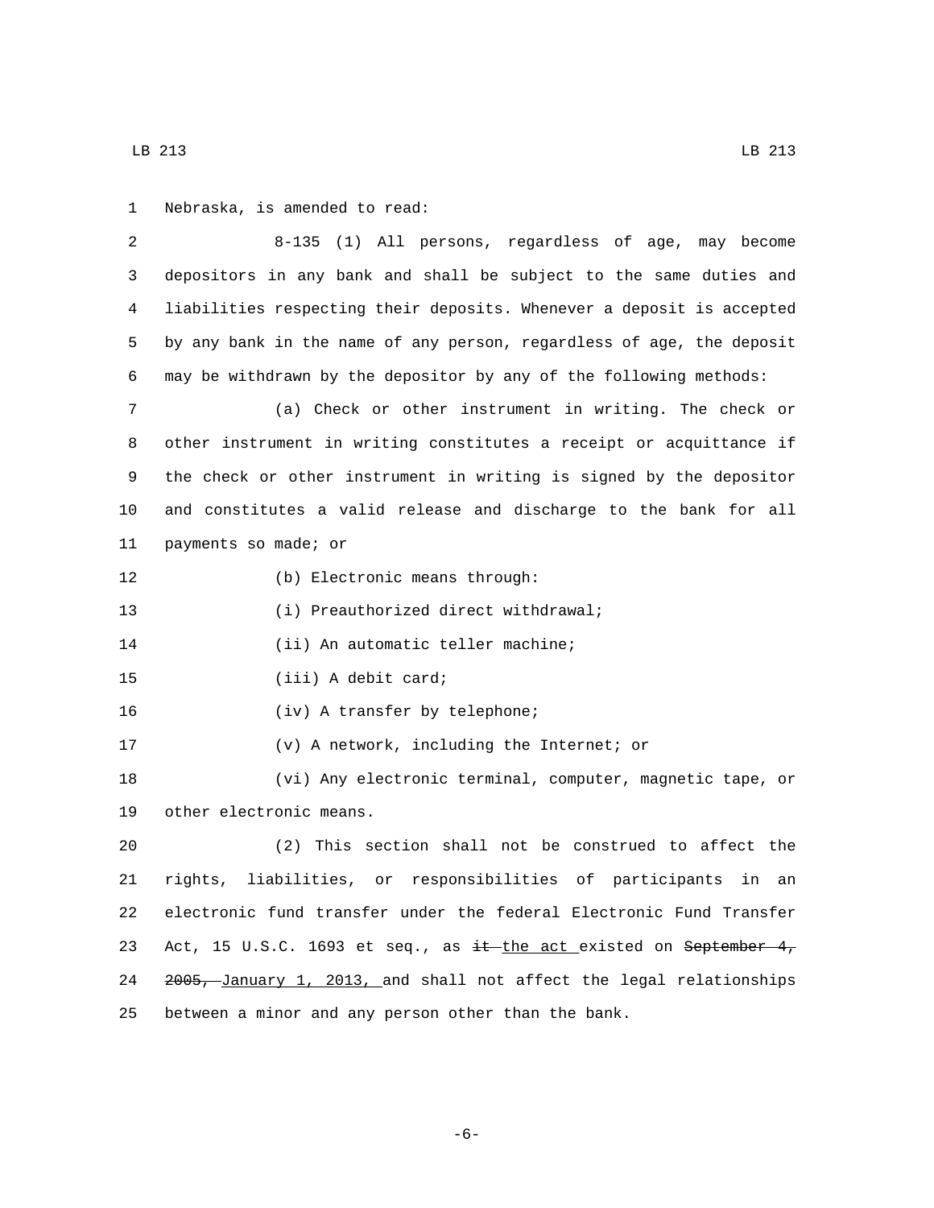Nebraska, is amended to read:

8-135 (1) All persons, regardless of age, may become depositors in any bank and shall be subject to the same duties and liabilities respecting their deposits. Whenever a deposit is accepted by any bank in the name of any person, regardless of age, the deposit may be withdrawn by the depositor by any of the following methods:

(a) Check or other instrument in writing. The check or other instrument in writing constitutes a receipt or acquittance if the check or other instrument in writing is signed by the depositor and constitutes a valid release and discharge to the bank for all payments so made; or

(b) Electronic means through:

(i) Preauthorized direct withdrawal;

(ii) An automatic teller machine;

(iii) A debit card;

(iv) A transfer by telephone;

(v) A network, including the Internet; or

(vi) Any electronic terminal, computer, magnetic tape, or other electronic means.

(2) This section shall not be construed to affect the rights, liabilities, or responsibilities of participants in an electronic fund transfer under the federal Electronic Fund Transfer Act, 15 U.S.C. 1693 et seq., as ~~it~~ <u>the act</u> existed on ~~September 4, 2005,~~ <u>January 1, 2013,</u> and shall not affect the legal relationships between a minor and any person other than the bank.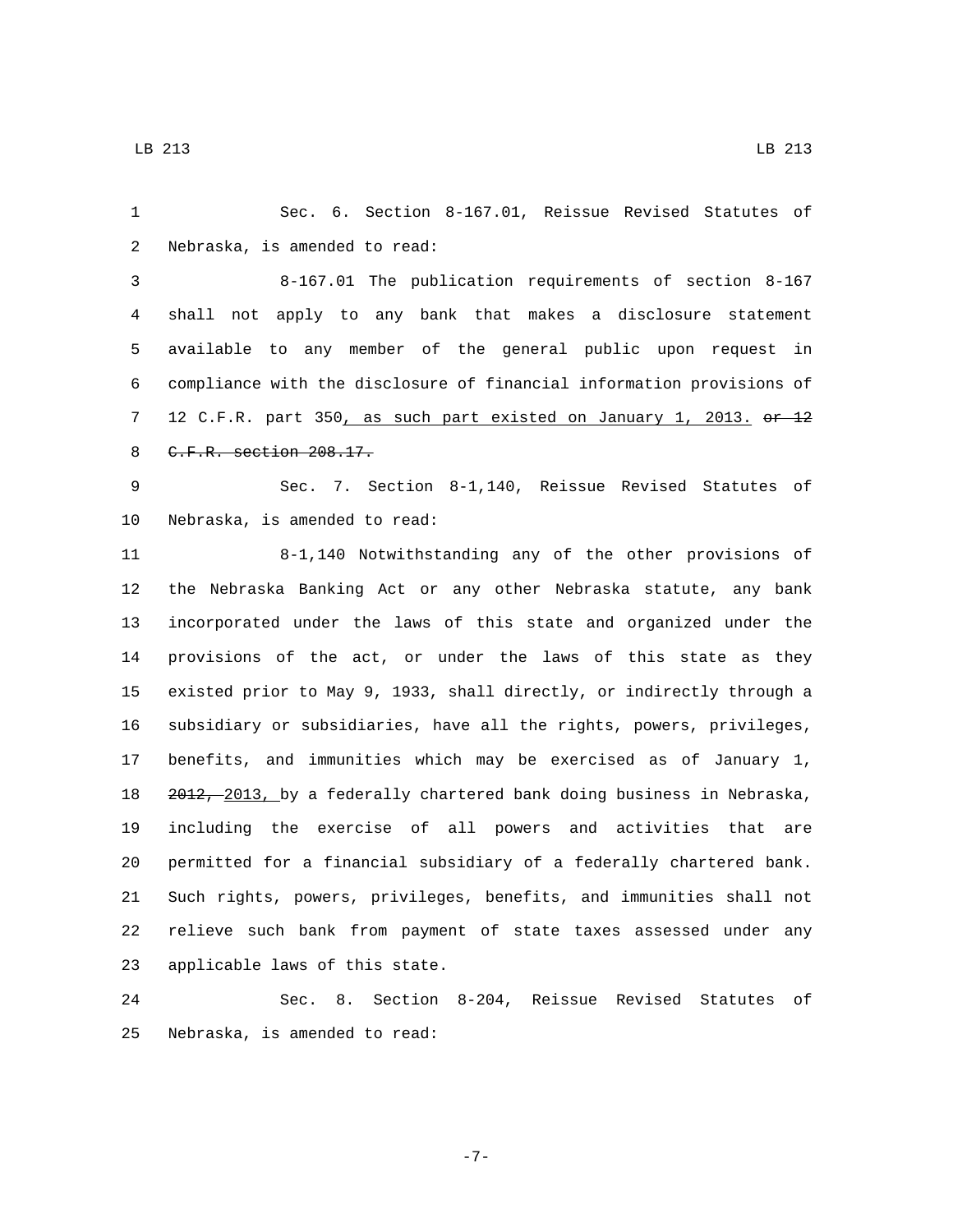Sec. 6. Section 8-167.01, Reissue Revised Statutes of Nebraska, is amended to read:

8-167.01 The publication requirements of section 8-167 shall not apply to any bank that makes a disclosure statement available to any member of the general public upon request in compliance with the disclosure of financial information provisions of 12 C.F.R. part 350, as such part existed on January 1, 2013. ~~or 12 C.F.R. section 208.17.~~

Sec. 7. Section 8-1,140, Reissue Revised Statutes of Nebraska, is amended to read:

8-1,140 Notwithstanding any of the other provisions of the Nebraska Banking Act or any other Nebraska statute, any bank incorporated under the laws of this state and organized under the provisions of the act, or under the laws of this state as they existed prior to May 9, 1933, shall directly, or indirectly through a subsidiary or subsidiaries, have all the rights, powers, privileges, benefits, and immunities which may be exercised as of January 1, ~~2012,~~ 2013, by a federally chartered bank doing business in Nebraska, including the exercise of all powers and activities that are permitted for a financial subsidiary of a federally chartered bank. Such rights, powers, privileges, benefits, and immunities shall not relieve such bank from payment of state taxes assessed under any applicable laws of this state.

Sec. 8. Section 8-204, Reissue Revised Statutes of Nebraska, is amended to read: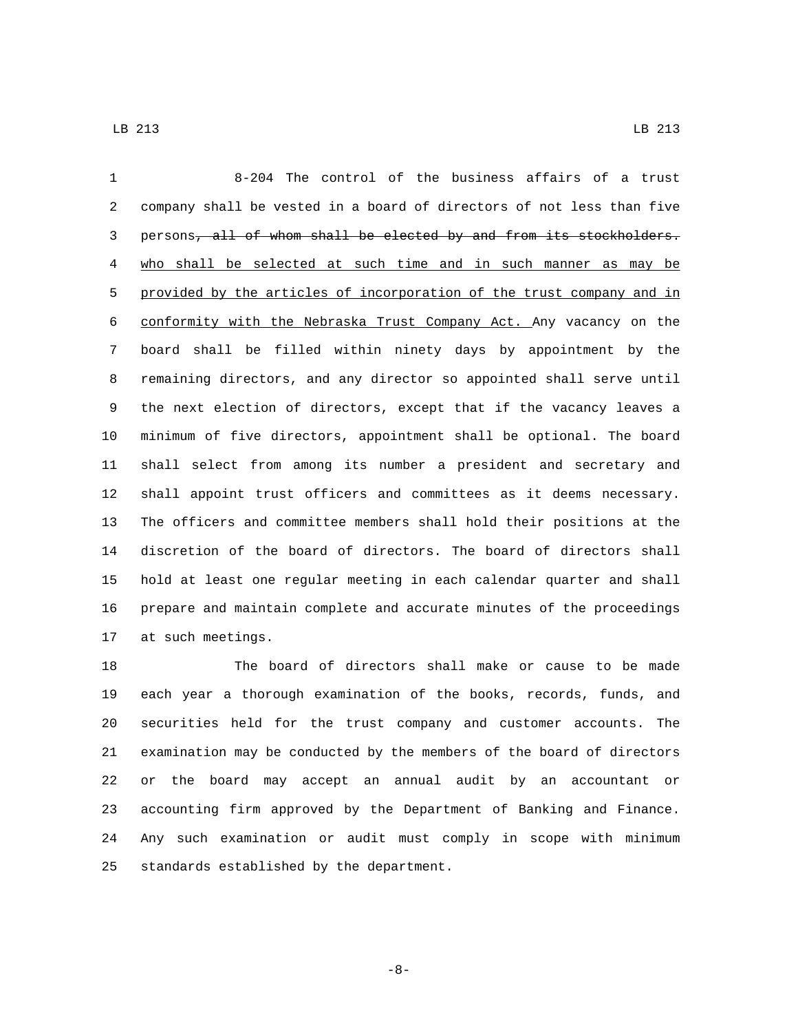8-204 The control of the business affairs of a trust company shall be vested in a board of directors of not less than five persons~~, all of whom shall be elected by and from its stockholders.~~ who shall be selected at such time and in such manner as may be provided by the articles of incorporation of the trust company and in conformity with the Nebraska Trust Company Act. Any vacancy on the board shall be filled within ninety days by appointment by the remaining directors, and any director so appointed shall serve until the next election of directors, except that if the vacancy leaves a minimum of five directors, appointment shall be optional. The board shall select from among its number a president and secretary and shall appoint trust officers and committees as it deems necessary. The officers and committee members shall hold their positions at the discretion of the board of directors. The board of directors shall hold at least one regular meeting in each calendar quarter and shall prepare and maintain complete and accurate minutes of the proceedings at such meetings.

The board of directors shall make or cause to be made each year a thorough examination of the books, records, funds, and securities held for the trust company and customer accounts. The examination may be conducted by the members of the board of directors or the board may accept an annual audit by an accountant or accounting firm approved by the Department of Banking and Finance. Any such examination or audit must comply in scope with minimum standards established by the department.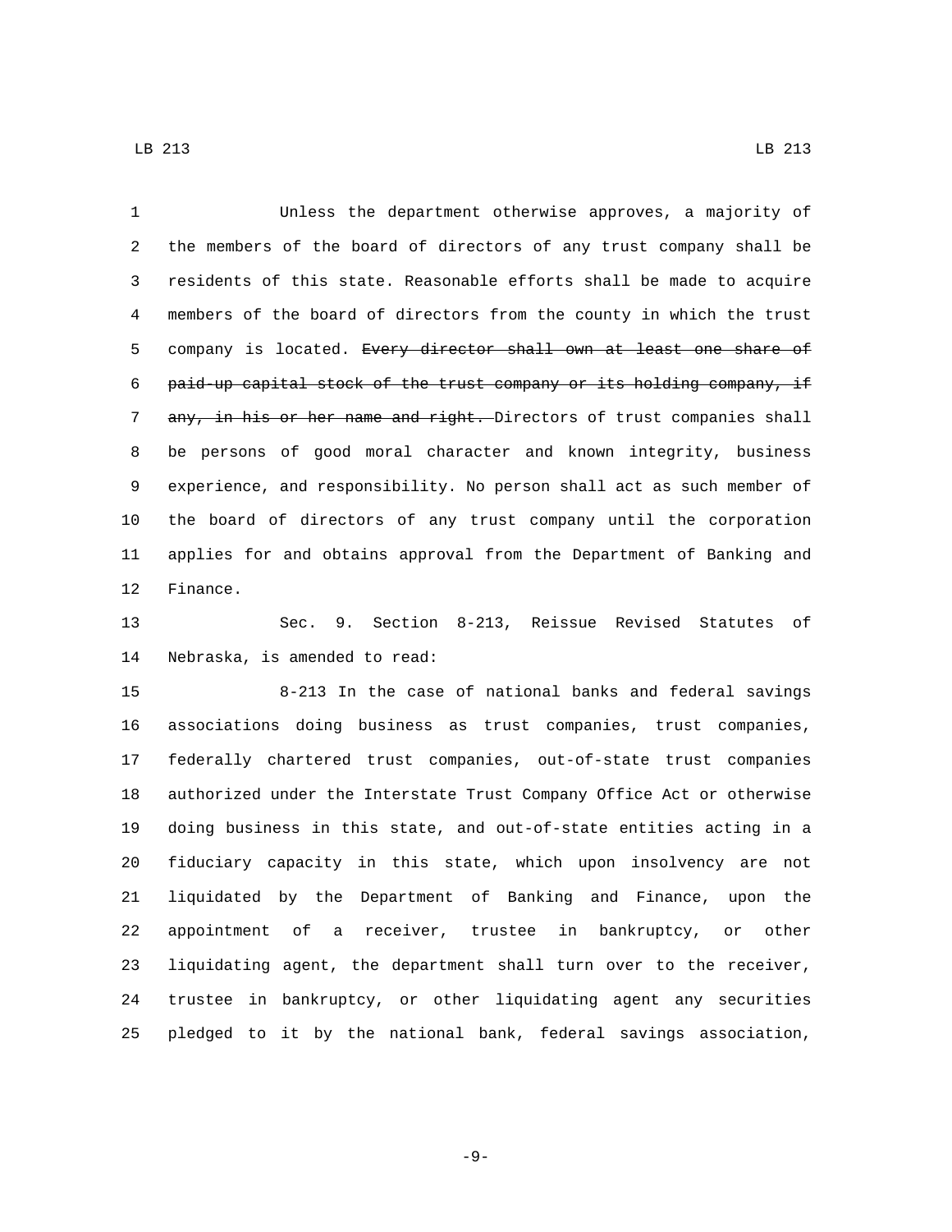Unless the department otherwise approves, a majority of the members of the board of directors of any trust company shall be residents of this state. Reasonable efforts shall be made to acquire members of the board of directors from the county in which the trust company is located. ~~Every director shall own at least one share of paid-up capital stock of the trust company or its holding company, if any, in his or her name and right.~~ Directors of trust companies shall be persons of good moral character and known integrity, business experience, and responsibility. No person shall act as such member of the board of directors of any trust company until the corporation applies for and obtains approval from the Department of Banking and Finance.

Sec. 9. Section 8-213, Reissue Revised Statutes of Nebraska, is amended to read:

8-213 In the case of national banks and federal savings associations doing business as trust companies, trust companies, federally chartered trust companies, out-of-state trust companies authorized under the Interstate Trust Company Office Act or otherwise doing business in this state, and out-of-state entities acting in a fiduciary capacity in this state, which upon insolvency are not liquidated by the Department of Banking and Finance, upon the appointment of a receiver, trustee in bankruptcy, or other liquidating agent, the department shall turn over to the receiver, trustee in bankruptcy, or other liquidating agent any securities pledged to it by the national bank, federal savings association,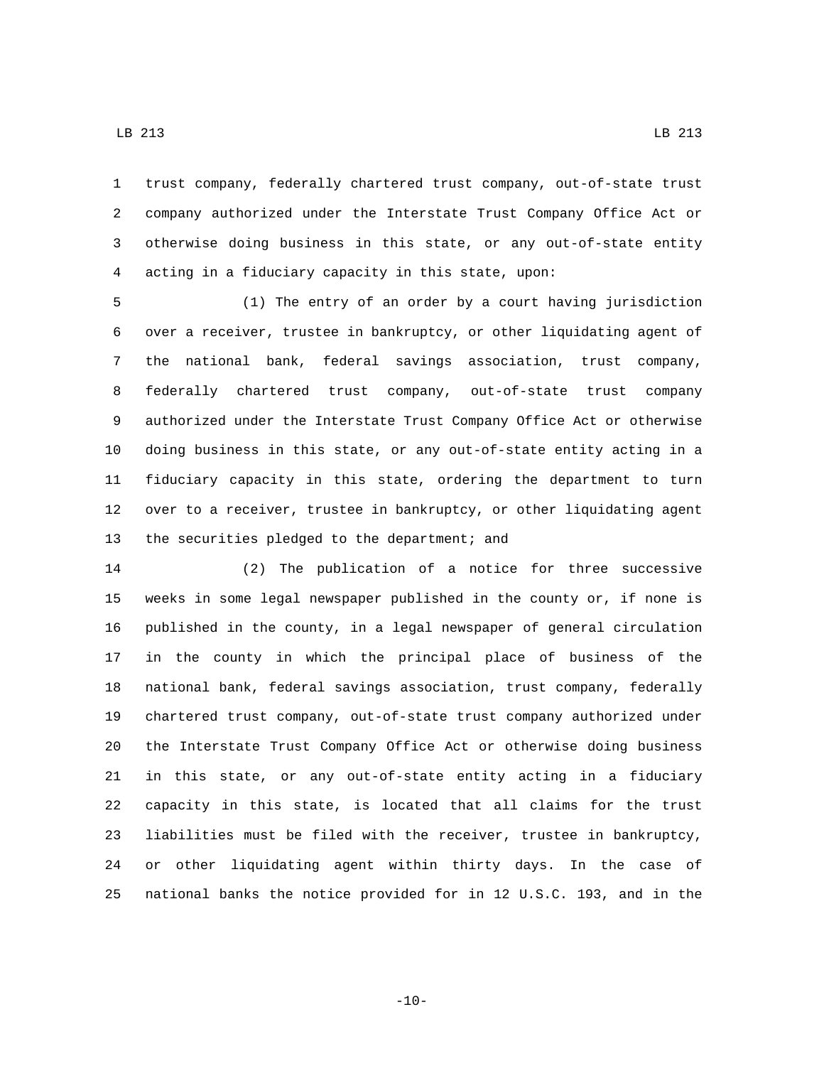trust company, federally chartered trust company, out-of-state trust company authorized under the Interstate Trust Company Office Act or otherwise doing business in this state, or any out-of-state entity acting in a fiduciary capacity in this state, upon:

(1) The entry of an order by a court having jurisdiction over a receiver, trustee in bankruptcy, or other liquidating agent of the national bank, federal savings association, trust company, federally chartered trust company, out-of-state trust company authorized under the Interstate Trust Company Office Act or otherwise doing business in this state, or any out-of-state entity acting in a fiduciary capacity in this state, ordering the department to turn over to a receiver, trustee in bankruptcy, or other liquidating agent the securities pledged to the department; and

(2) The publication of a notice for three successive weeks in some legal newspaper published in the county or, if none is published in the county, in a legal newspaper of general circulation in the county in which the principal place of business of the national bank, federal savings association, trust company, federally chartered trust company, out-of-state trust company authorized under the Interstate Trust Company Office Act or otherwise doing business in this state, or any out-of-state entity acting in a fiduciary capacity in this state, is located that all claims for the trust liabilities must be filed with the receiver, trustee in bankruptcy, or other liquidating agent within thirty days. In the case of national banks the notice provided for in 12 U.S.C. 193, and in the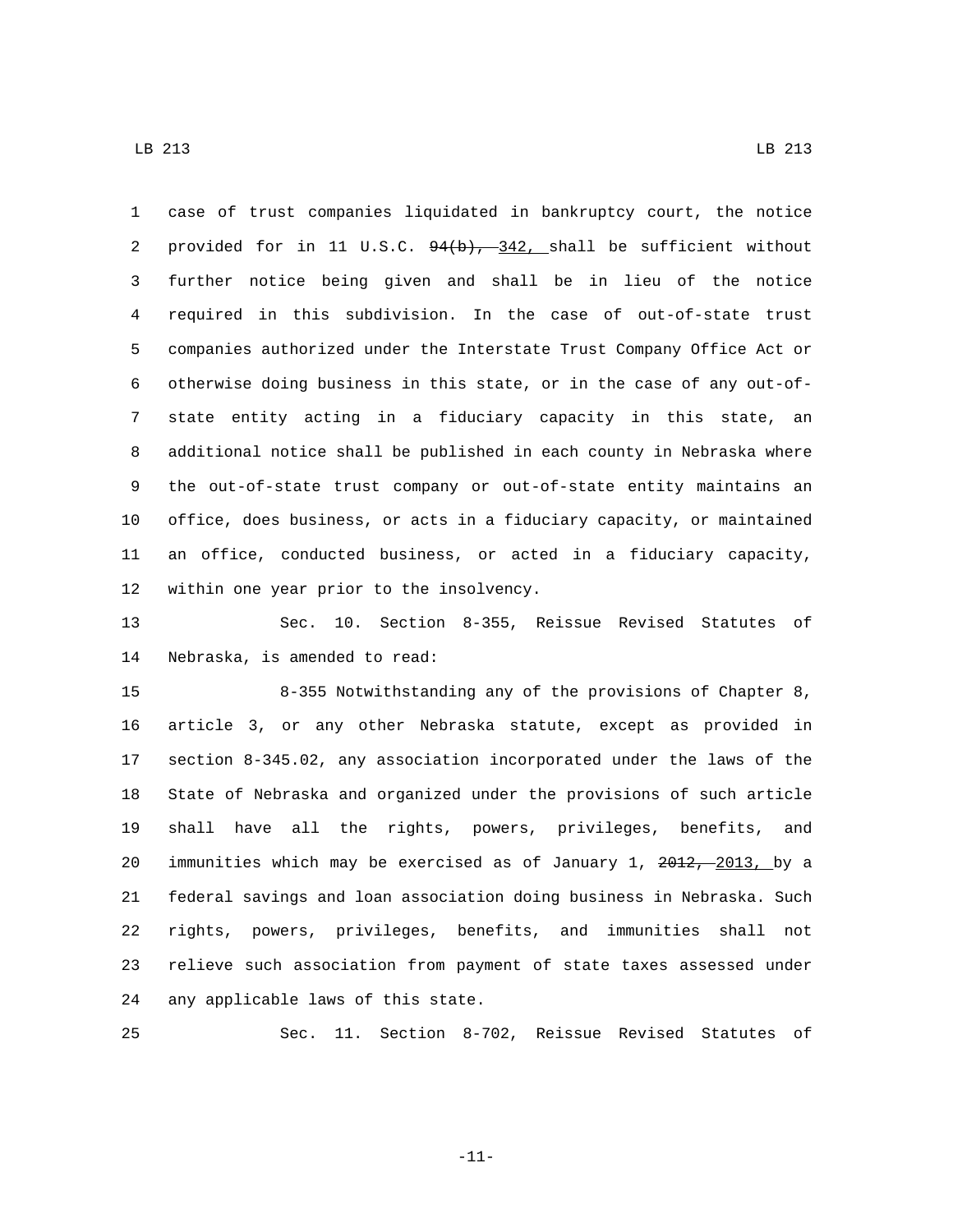case of trust companies liquidated in bankruptcy court, the notice provided for in 11 U.S.C. ~~94(b),~~ 342, shall be sufficient without further notice being given and shall be in lieu of the notice required in this subdivision. In the case of out-of-state trust companies authorized under the Interstate Trust Company Office Act or otherwise doing business in this state, or in the case of any out-of-state entity acting in a fiduciary capacity in this state, an additional notice shall be published in each county in Nebraska where the out-of-state trust company or out-of-state entity maintains an office, does business, or acts in a fiduciary capacity, or maintained an office, conducted business, or acted in a fiduciary capacity, within one year prior to the insolvency.

Sec. 10. Section 8-355, Reissue Revised Statutes of Nebraska, is amended to read:

8-355 Notwithstanding any of the provisions of Chapter 8, article 3, or any other Nebraska statute, except as provided in section 8-345.02, any association incorporated under the laws of the State of Nebraska and organized under the provisions of such article shall have all the rights, powers, privileges, benefits, and immunities which may be exercised as of January 1, ~~2012,~~ 2013, by a federal savings and loan association doing business in Nebraska. Such rights, powers, privileges, benefits, and immunities shall not relieve such association from payment of state taxes assessed under any applicable laws of this state.

Sec. 11. Section 8-702, Reissue Revised Statutes of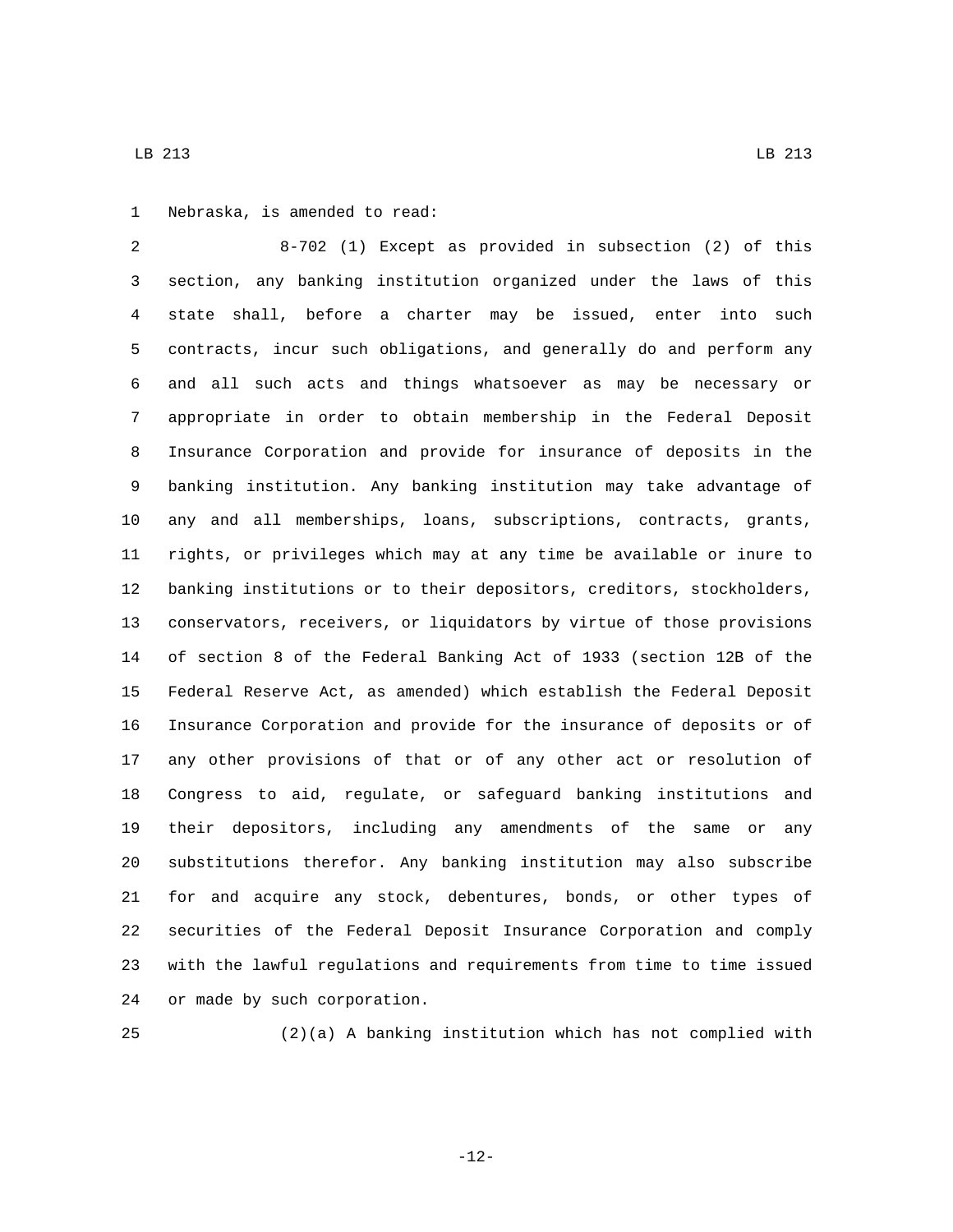Nebraska, is amended to read:

8-702 (1) Except as provided in subsection (2) of this section, any banking institution organized under the laws of this state shall, before a charter may be issued, enter into such contracts, incur such obligations, and generally do and perform any and all such acts and things whatsoever as may be necessary or appropriate in order to obtain membership in the Federal Deposit Insurance Corporation and provide for insurance of deposits in the banking institution. Any banking institution may take advantage of any and all memberships, loans, subscriptions, contracts, grants, rights, or privileges which may at any time be available or inure to banking institutions or to their depositors, creditors, stockholders, conservators, receivers, or liquidators by virtue of those provisions of section 8 of the Federal Banking Act of 1933 (section 12B of the Federal Reserve Act, as amended) which establish the Federal Deposit Insurance Corporation and provide for the insurance of deposits or of any other provisions of that or of any other act or resolution of Congress to aid, regulate, or safeguard banking institutions and their depositors, including any amendments of the same or any substitutions therefor. Any banking institution may also subscribe for and acquire any stock, debentures, bonds, or other types of securities of the Federal Deposit Insurance Corporation and comply with the lawful regulations and requirements from time to time issued or made by such corporation.

(2)(a) A banking institution which has not complied with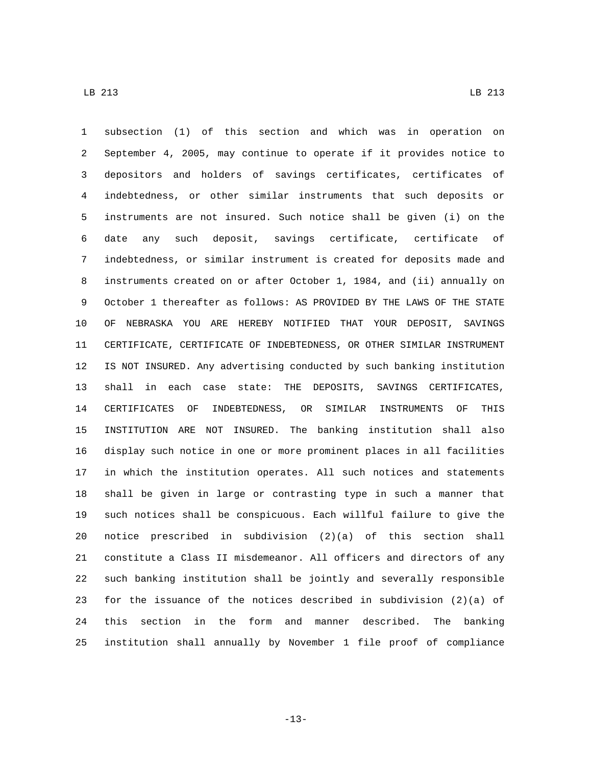subsection (1) of this section and which was in operation on September 4, 2005, may continue to operate if it provides notice to depositors and holders of savings certificates, certificates of indebtedness, or other similar instruments that such deposits or instruments are not insured. Such notice shall be given (i) on the date any such deposit, savings certificate, certificate of indebtedness, or similar instrument is created for deposits made and instruments created on or after October 1, 1984, and (ii) annually on October 1 thereafter as follows: AS PROVIDED BY THE LAWS OF THE STATE OF NEBRASKA YOU ARE HEREBY NOTIFIED THAT YOUR DEPOSIT, SAVINGS CERTIFICATE, CERTIFICATE OF INDEBTEDNESS, OR OTHER SIMILAR INSTRUMENT IS NOT INSURED. Any advertising conducted by such banking institution shall in each case state: THE DEPOSITS, SAVINGS CERTIFICATES, CERTIFICATES OF INDEBTEDNESS, OR SIMILAR INSTRUMENTS OF THIS INSTITUTION ARE NOT INSURED. The banking institution shall also display such notice in one or more prominent places in all facilities in which the institution operates. All such notices and statements shall be given in large or contrasting type in such a manner that such notices shall be conspicuous. Each willful failure to give the notice prescribed in subdivision (2)(a) of this section shall constitute a Class II misdemeanor. All officers and directors of any such banking institution shall be jointly and severally responsible for the issuance of the notices described in subdivision (2)(a) of this section in the form and manner described. The banking institution shall annually by November 1 file proof of compliance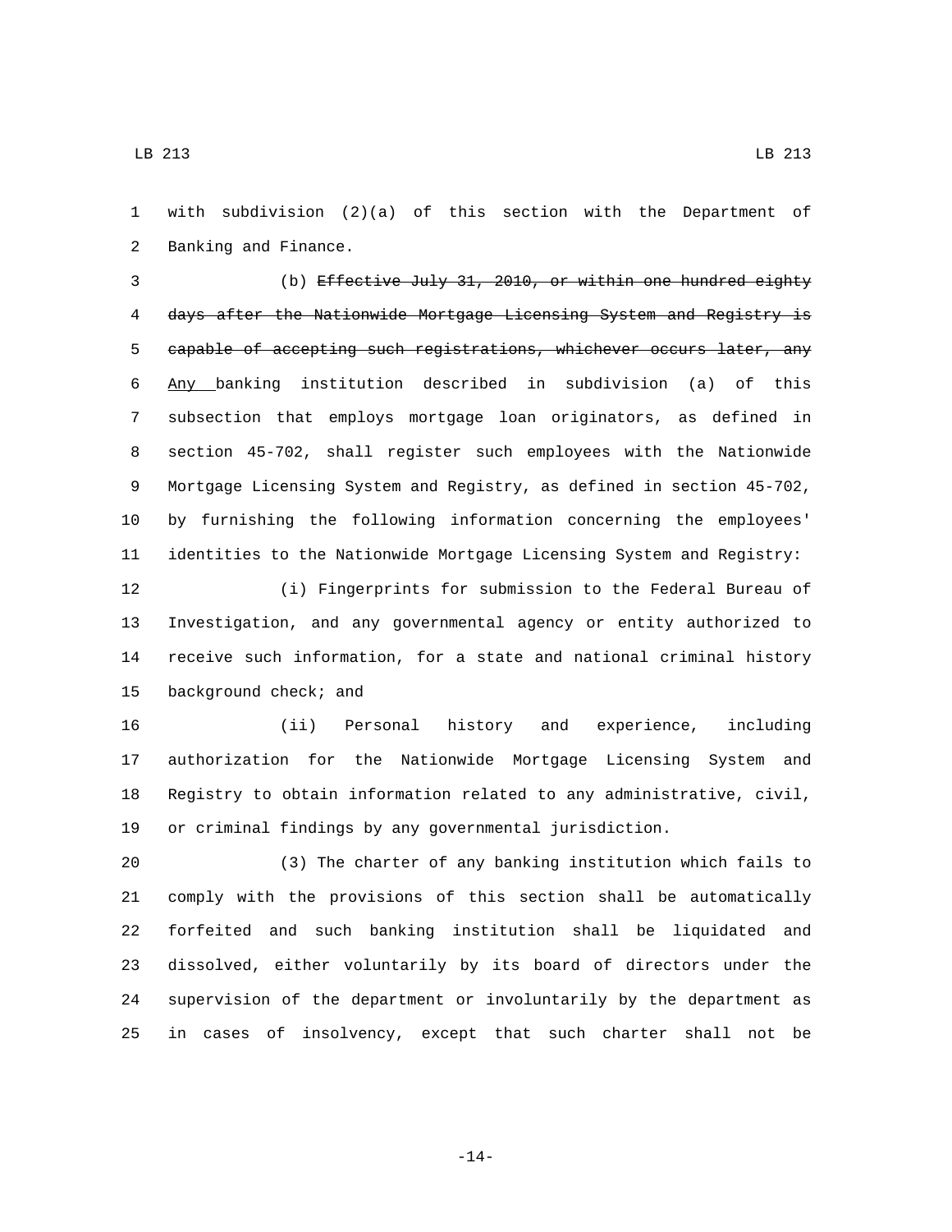with subdivision (2)(a) of this section with the Department of Banking and Finance.

(b) ~~Effective July 31, 2010, or within one hundred eighty days after the Nationwide Mortgage Licensing System and Registry is capable of accepting such registrations, whichever occurs later, any~~ Any banking institution described in subdivision (a) of this subsection that employs mortgage loan originators, as defined in section 45-702, shall register such employees with the Nationwide Mortgage Licensing System and Registry, as defined in section 45-702, by furnishing the following information concerning the employees' identities to the Nationwide Mortgage Licensing System and Registry:

(i) Fingerprints for submission to the Federal Bureau of Investigation, and any governmental agency or entity authorized to receive such information, for a state and national criminal history background check; and

(ii) Personal history and experience, including authorization for the Nationwide Mortgage Licensing System and Registry to obtain information related to any administrative, civil, or criminal findings by any governmental jurisdiction.

(3) The charter of any banking institution which fails to comply with the provisions of this section shall be automatically forfeited and such banking institution shall be liquidated and dissolved, either voluntarily by its board of directors under the supervision of the department or involuntarily by the department as in cases of insolvency, except that such charter shall not be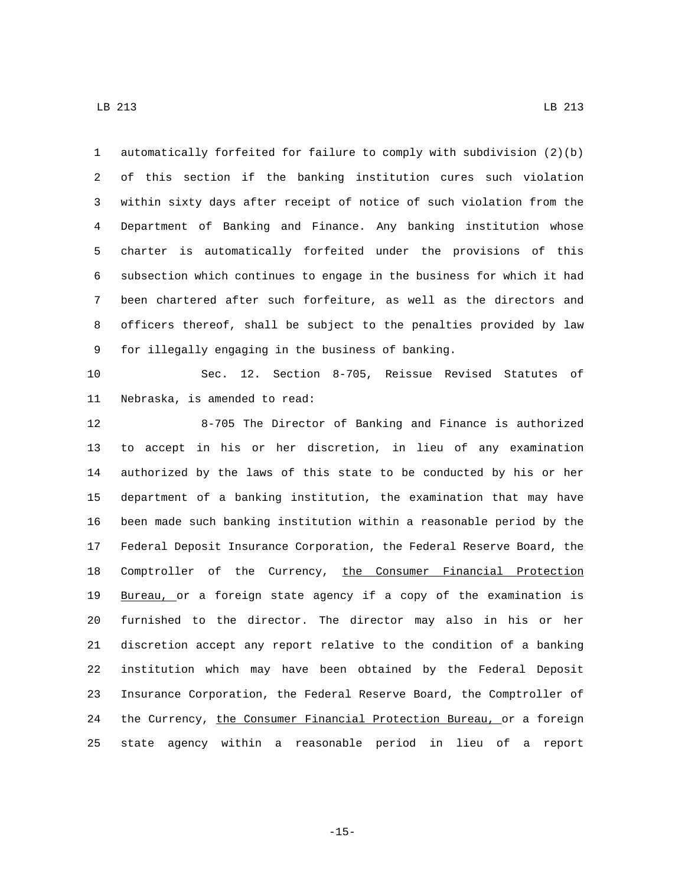automatically forfeited for failure to comply with subdivision (2)(b) of this section if the banking institution cures such violation within sixty days after receipt of notice of such violation from the Department of Banking and Finance. Any banking institution whose charter is automatically forfeited under the provisions of this subsection which continues to engage in the business for which it had been chartered after such forfeiture, as well as the directors and officers thereof, shall be subject to the penalties provided by law for illegally engaging in the business of banking.

Sec. 12. Section 8-705, Reissue Revised Statutes of Nebraska, is amended to read:

8-705 The Director of Banking and Finance is authorized to accept in his or her discretion, in lieu of any examination authorized by the laws of this state to be conducted by his or her department of a banking institution, the examination that may have been made such banking institution within a reasonable period by the Federal Deposit Insurance Corporation, the Federal Reserve Board, the Comptroller of the Currency, <u>the Consumer Financial Protection Bureau,</u> or a foreign state agency if a copy of the examination is furnished to the director. The director may also in his or her discretion accept any report relative to the condition of a banking institution which may have been obtained by the Federal Deposit Insurance Corporation, the Federal Reserve Board, the Comptroller of the Currency, <u>the Consumer Financial Protection Bureau,</u> or a foreign state agency within a reasonable period in lieu of a report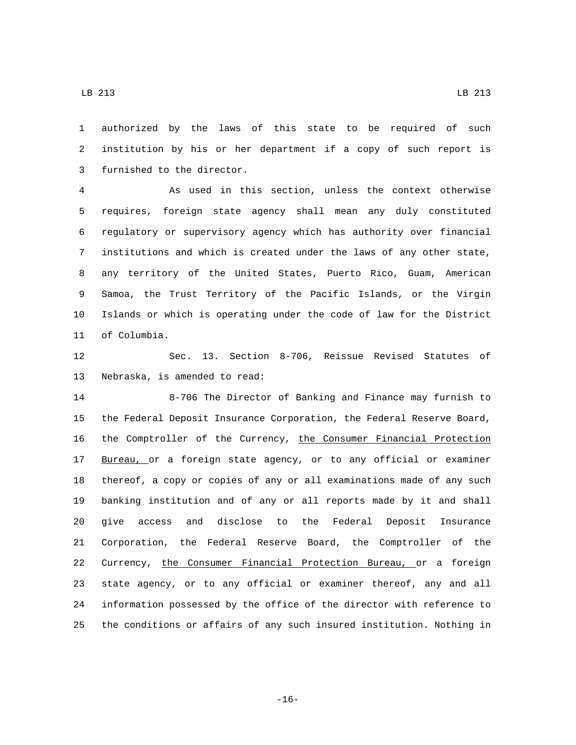authorized by the laws of this state to be required of such institution by his or her department if a copy of such report is furnished to the director.

As used in this section, unless the context otherwise requires, foreign state agency shall mean any duly constituted regulatory or supervisory agency which has authority over financial institutions and which is created under the laws of any other state, any territory of the United States, Puerto Rico, Guam, American Samoa, the Trust Territory of the Pacific Islands, or the Virgin Islands or which is operating under the code of law for the District of Columbia.

Sec. 13. Section 8-706, Reissue Revised Statutes of Nebraska, is amended to read:

8-706 The Director of Banking and Finance may furnish to the Federal Deposit Insurance Corporation, the Federal Reserve Board, the Comptroller of the Currency, <u>the Consumer Financial Protection Bureau,</u> or a foreign state agency, or to any official or examiner thereof, a copy or copies of any or all examinations made of any such banking institution and of any or all reports made by it and shall give access and disclose to the Federal Deposit Insurance Corporation, the Federal Reserve Board, the Comptroller of the Currency, <u>the Consumer Financial Protection Bureau,</u> or a foreign state agency, or to any official or examiner thereof, any and all information possessed by the office of the director with reference to the conditions or affairs of any such insured institution. Nothing in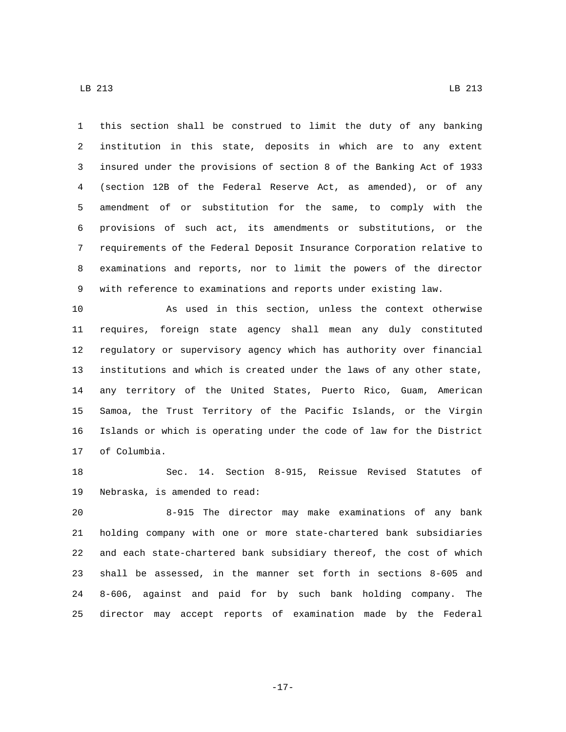this section shall be construed to limit the duty of any banking institution in this state, deposits in which are to any extent insured under the provisions of section 8 of the Banking Act of 1933 (section 12B of the Federal Reserve Act, as amended), or of any amendment of or substitution for the same, to comply with the provisions of such act, its amendments or substitutions, or the requirements of the Federal Deposit Insurance Corporation relative to examinations and reports, nor to limit the powers of the director with reference to examinations and reports under existing law.

As used in this section, unless the context otherwise requires, foreign state agency shall mean any duly constituted regulatory or supervisory agency which has authority over financial institutions and which is created under the laws of any other state, any territory of the United States, Puerto Rico, Guam, American Samoa, the Trust Territory of the Pacific Islands, or the Virgin Islands or which is operating under the code of law for the District of Columbia.

Sec. 14. Section 8-915, Reissue Revised Statutes of Nebraska, is amended to read:

8-915 The director may make examinations of any bank holding company with one or more state-chartered bank subsidiaries and each state-chartered bank subsidiary thereof, the cost of which shall be assessed, in the manner set forth in sections 8-605 and 8-606, against and paid for by such bank holding company. The director may accept reports of examination made by the Federal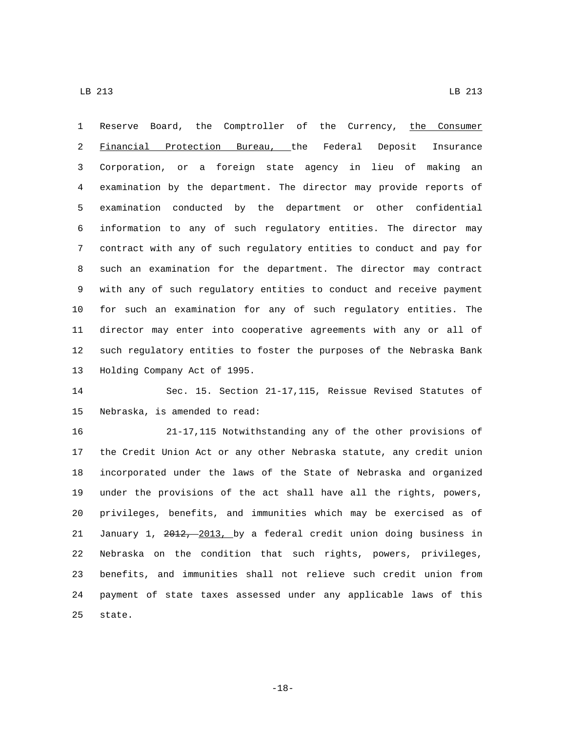1 Reserve Board, the Comptroller of the Currency, <u>the Consumer</u>
2 <u>Financial Protection Bureau,</u> the Federal Deposit Insurance
3 Corporation, or a foreign state agency in lieu of making an
4 examination by the department. The director may provide reports of
5 examination conducted by the department or other confidential
6 information to any of such regulatory entities. The director may
7 contract with any of such regulatory entities to conduct and pay for
8 such an examination for the department. The director may contract
9 with any of such regulatory entities to conduct and receive payment
10 for such an examination for any of such regulatory entities. The
11 director may enter into cooperative agreements with any or all of
12 such regulatory entities to foster the purposes of the Nebraska Bank
13 Holding Company Act of 1995.

14 Sec. 15. Section 21-17,115, Reissue Revised Statutes of
15 Nebraska, is amended to read:

16 21-17,115 Notwithstanding any of the other provisions of
17 the Credit Union Act or any other Nebraska statute, any credit union
18 incorporated under the laws of the State of Nebraska and organized
19 under the provisions of the act shall have all the rights, powers,
20 privileges, benefits, and immunities which may be exercised as of
21 January 1, ~~2012,~~ <u>2013,</u> by a federal credit union doing business in
22 Nebraska on the condition that such rights, powers, privileges,
23 benefits, and immunities shall not relieve such credit union from
24 payment of state taxes assessed under any applicable laws of this
25 state.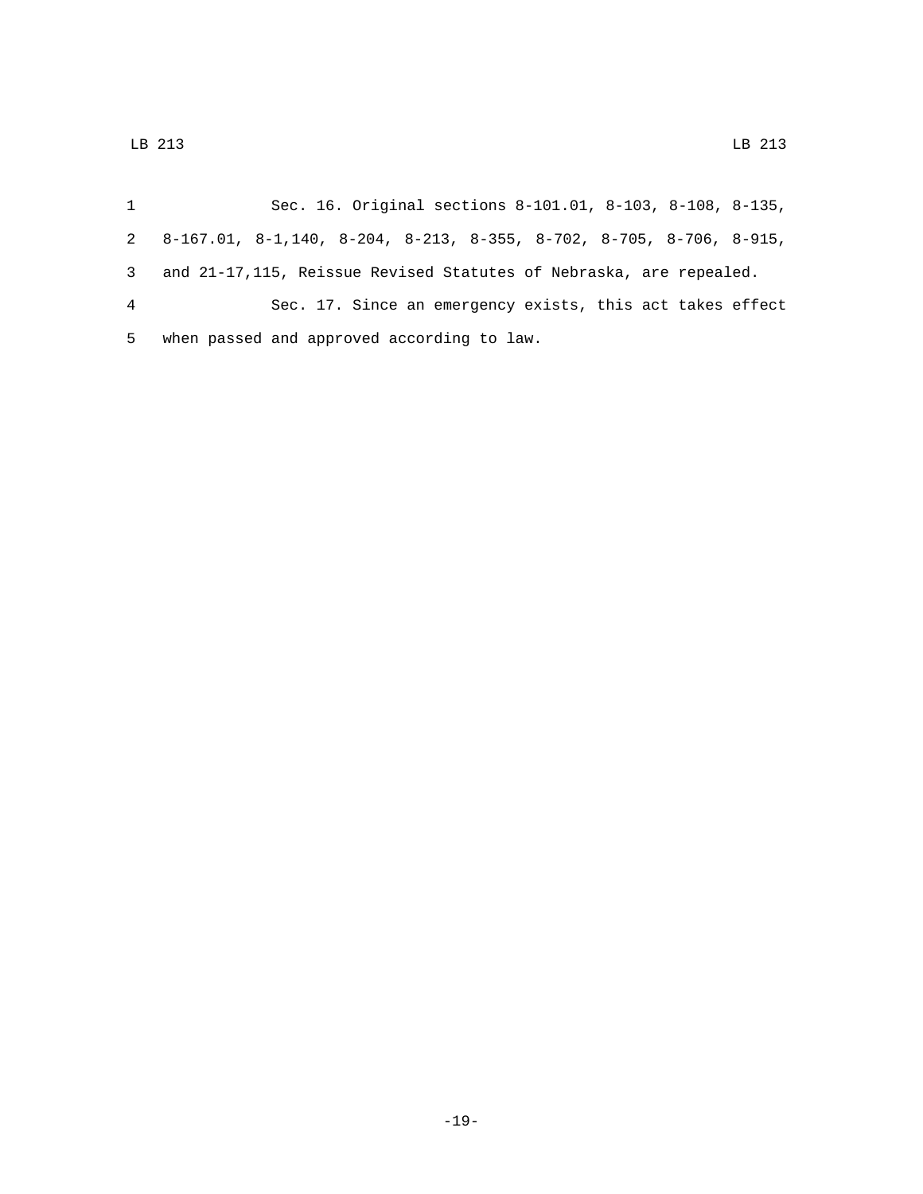Sec. 16. Original sections 8-101.01, 8-103, 8-108, 8-135, 8-167.01, 8-1,140, 8-204, 8-213, 8-355, 8-702, 8-705, 8-706, 8-915, and 21-17,115, Reissue Revised Statutes of Nebraska, are repealed.

Sec. 17. Since an emergency exists, this act takes effect when passed and approved according to law.